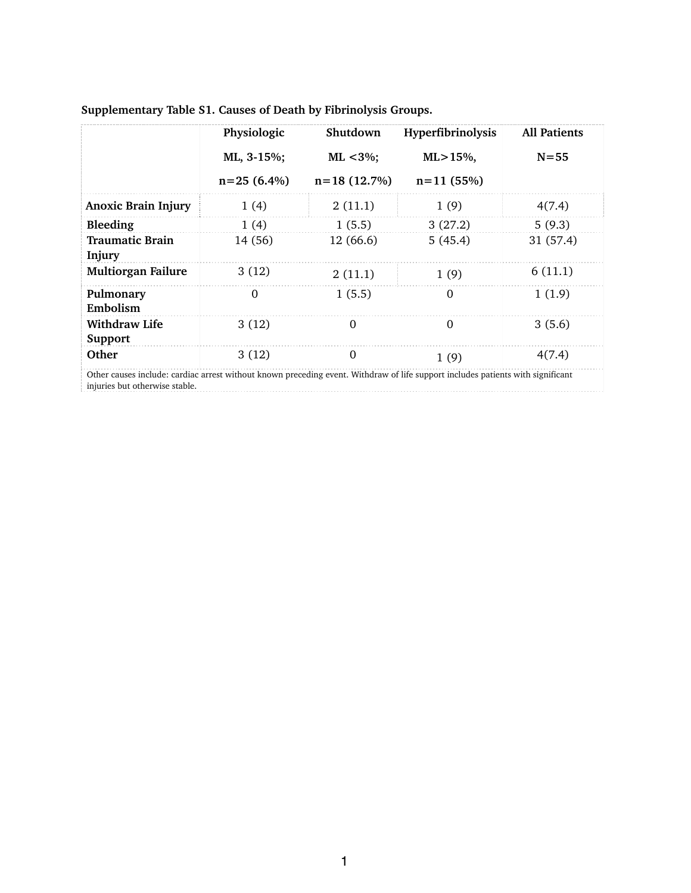**Supplementary Table S1. Causes of Death by Fibrinolysis Groups.**

| | Physiologic ML, 3-15%; n=25 (6.4%) | Shutdown ML <3%; n=18 (12.7%) | Hyperfibrinolysis ML>15%, n=11 (55%) | All Patients N=55 |
|---|---|---|---|---|
| **Anoxic Brain Injury** | 1 (4) | 2 (11.1) | 1 (9) | 4(7.4) |
| **Bleeding** | 1 (4) | 1 (5.5) | 3 (27.2) | 5 (9.3) |
| **Traumatic Brain Injury** | 14 (56) | 12 (66.6) | 5 (45.4) | 31 (57.4) |
| **Multiorgan Failure** | 3 (12) | 2 (11.1) | 1 (9) | 6 (11.1) |
| **Pulmonary Embolism** | 0 | 1 (5.5) | 0 | 1 (1.9) |
| **Withdraw Life Support** | 3 (12) | 0 | 0 | 3 (5.6) |
| **Other** | 3 (12) | 0 | 1 (9) | 4(7.4) |

Other causes include: cardiac arrest without known preceding event. Withdraw of life support includes patients with significant injuries but otherwise stable.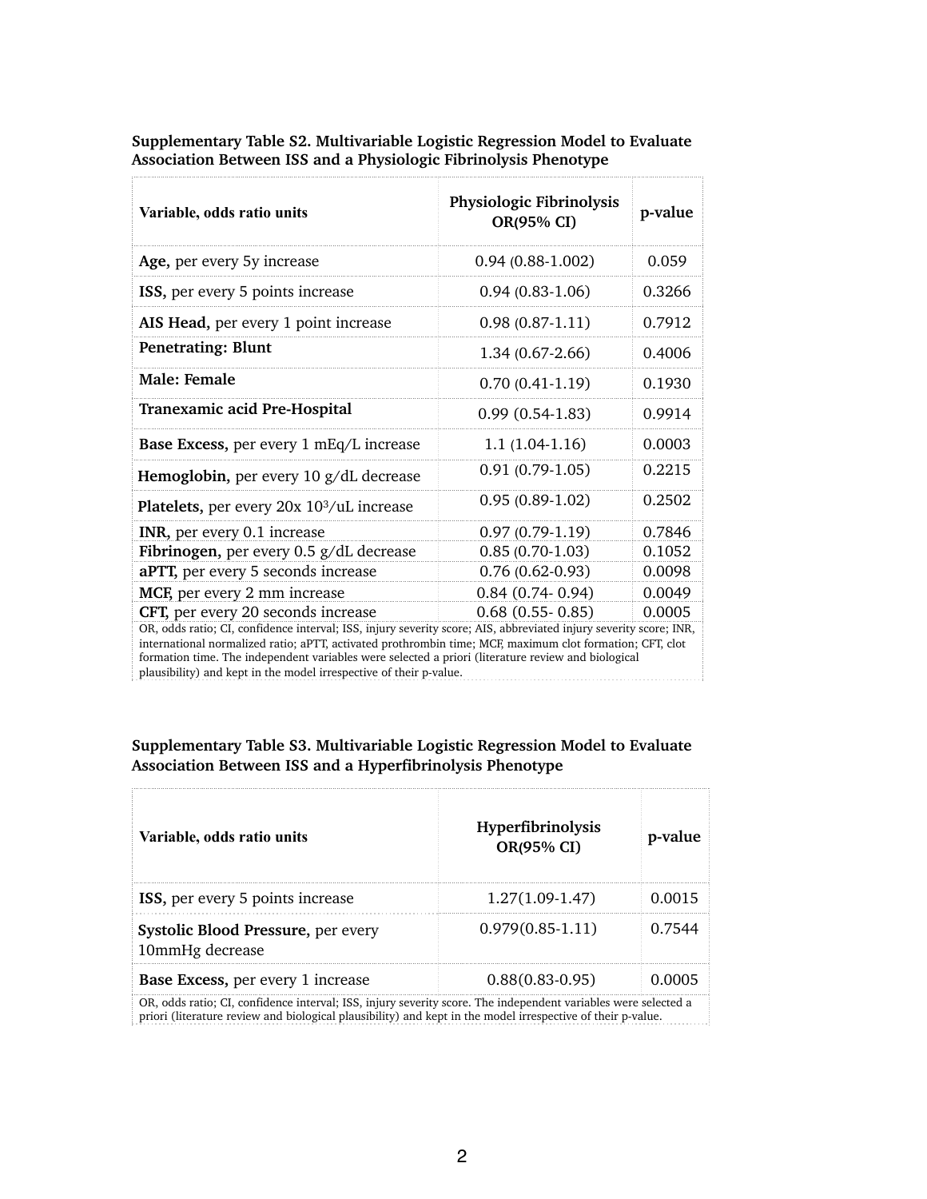**Supplementary Table S2. Multivariable Logistic Regression Model to Evaluate Association Between ISS and a Physiologic Fibrinolysis Phenotype**

| Variable, odds ratio units | Physiologic Fibrinolysis OR(95% CI) | p-value |
|---|---|---|
| **Age,** per every 5y increase | 0.94 (0.88-1.002) | 0.059 |
| **ISS,** per every 5 points increase | 0.94 (0.83-1.06) | 0.3266 |
| **AIS Head,** per every 1 point increase | 0.98 (0.87-1.11) | 0.7912 |
| **Penetrating: Blunt** | 1.34 (0.67-2.66) | 0.4006 |
| **Male: Female** | 0.70 (0.41-1.19) | 0.1930 |
| **Tranexamic acid Pre-Hospital** | 0.99 (0.54-1.83) | 0.9914 |
| **Base Excess,** per every 1 mEq/L increase | 1.1 (1.04-1.16) | 0.0003 |
| **Hemoglobin,** per every 10 g/dL decrease | 0.91 (0.79-1.05) | 0.2215 |
| **Platelets,** per every 20x $10^3$/uL increase | 0.95 (0.89-1.02) | 0.2502 |
| **INR,** per every 0.1 increase | 0.97 (0.79-1.19) | 0.7846 |
| **Fibrinogen,** per every 0.5 g/dL decrease | 0.85 (0.70-1.03) | 0.1052 |
| **aPTT,** per every 5 seconds increase | 0.76 (0.62-0.93) | 0.0098 |
| **MCF,** per every 2 mm increase | 0.84 (0.74- 0.94) | 0.0049 |
| **CFT,** per every 20 seconds increase | 0.68 (0.55- 0.85) | 0.0005 |

OR, odds ratio; CI, confidence interval; ISS, injury severity score; AIS, abbreviated injury severity score; INR, international normalized ratio; aPTT, activated prothrombin time; MCF, maximum clot formation; CFT, clot formation time. The independent variables were selected a priori (literature review and biological plausibility) and kept in the model irrespective of their p-value.

**Supplementary Table S3. Multivariable Logistic Regression Model to Evaluate Association Between ISS and a Hyperfibrinolysis Phenotype**

| Variable, odds ratio units | Hyperfibrinolysis OR(95% CI) | p-value |
|---|---|---|
| **ISS,** per every 5 points increase | 1.27(1.09-1.47) | 0.0015 |
| **Systolic Blood Pressure,** per every 10mmHg decrease | 0.979(0.85-1.11) | 0.7544 |
| **Base Excess,** per every 1 increase | 0.88(0.83-0.95) | 0.0005 |

OR, odds ratio; CI, confidence interval; ISS, injury severity score. The independent variables were selected a priori (literature review and biological plausibility) and kept in the model irrespective of their p-value.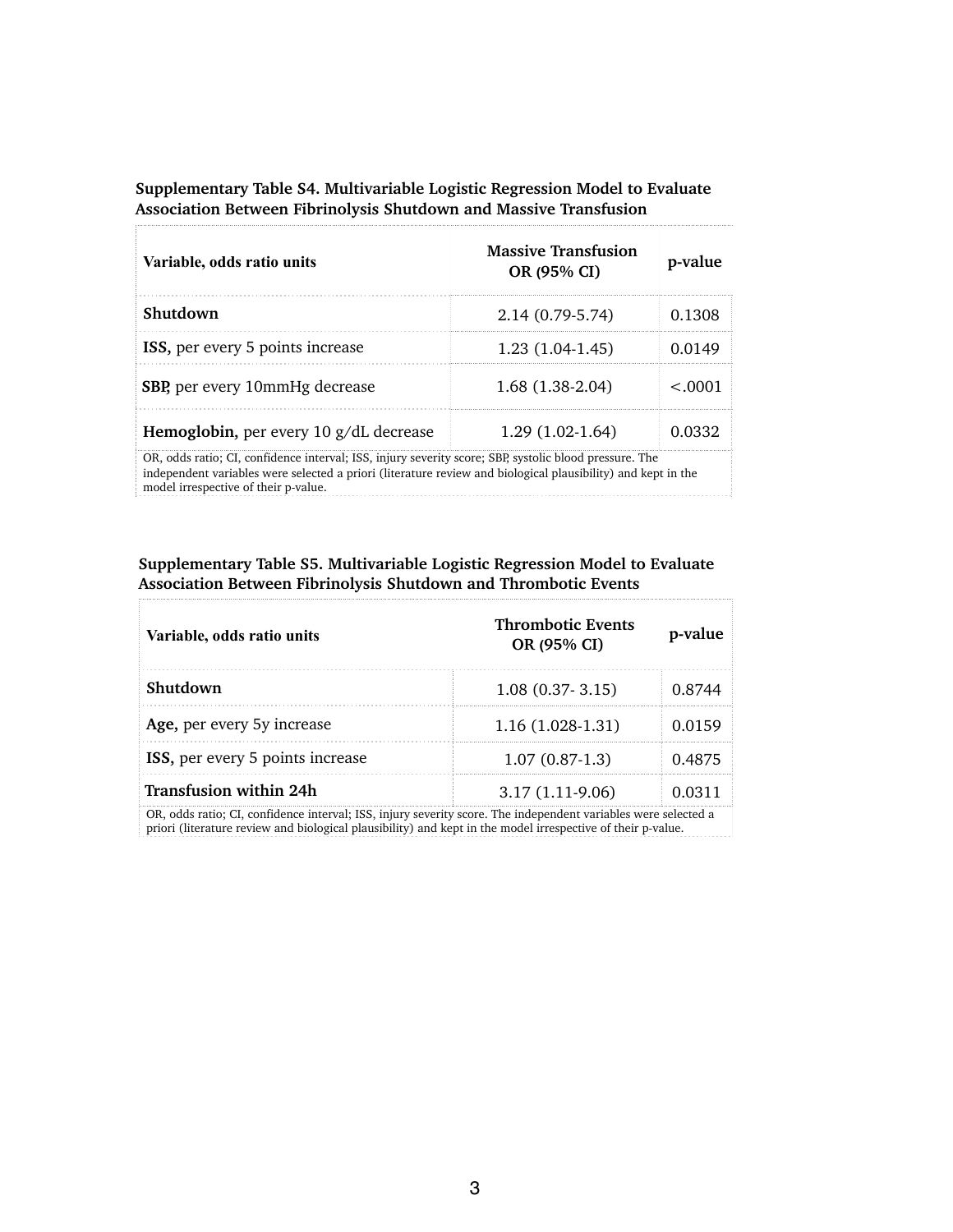**Supplementary Table S4. Multivariable Logistic Regression Model to Evaluate Association Between Fibrinolysis Shutdown and Massive Transfusion**

| Variable, odds ratio units | Massive Transfusion OR (95% CI) | p-value |
|---|---|---|
| **Shutdown** | 2.14 (0.79-5.74) | 0.1308 |
| **ISS,** per every 5 points increase | 1.23 (1.04-1.45) | 0.0149 |
| **SBP,** per every 10mmHg decrease | 1.68 (1.38-2.04) | <.0001 |
| **Hemoglobin,** per every 10 g/dL decrease | 1.29 (1.02-1.64) | 0.0332 |

OR, odds ratio; CI, confidence interval; ISS, injury severity score; SBP, systolic blood pressure. The independent variables were selected a priori (literature review and biological plausibility) and kept in the model irrespective of their p-value.

**Supplementary Table S5. Multivariable Logistic Regression Model to Evaluate Association Between Fibrinolysis Shutdown and Thrombotic Events**

| Variable, odds ratio units | Thrombotic Events OR (95% CI) | p-value |
|---|---|---|
| **Shutdown** | 1.08 (0.37- 3.15) | 0.8744 |
| **Age,** per every 5y increase | 1.16 (1.028-1.31) | 0.0159 |
| **ISS,** per every 5 points increase | 1.07 (0.87-1.3) | 0.4875 |
| **Transfusion within 24h** | 3.17 (1.11-9.06) | 0.0311 |

OR, odds ratio; CI, confidence interval; ISS, injury severity score. The independent variables were selected a priori (literature review and biological plausibility) and kept in the model irrespective of their p-value.